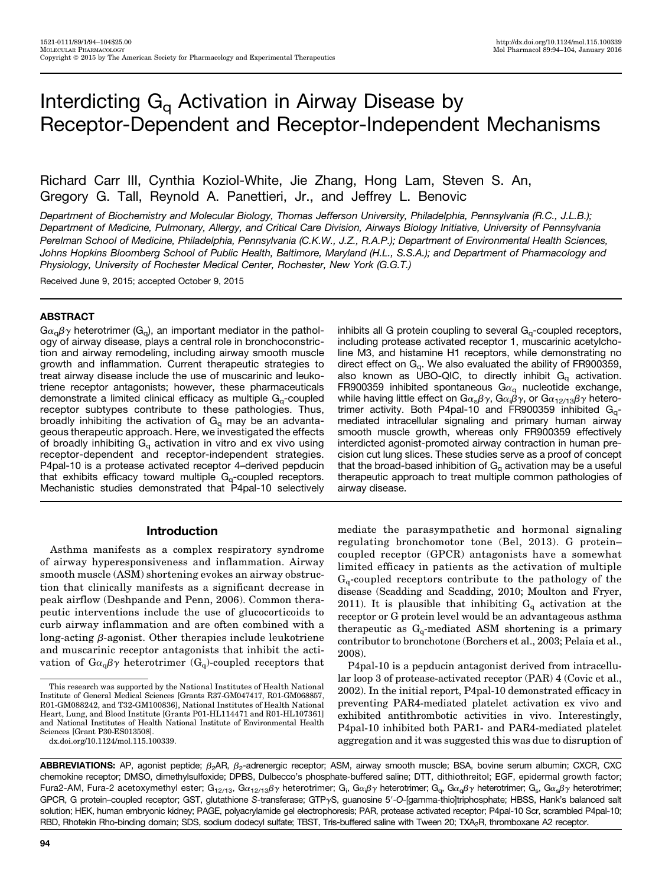# Interdicting $G_q$ Activation in Airway Disease by Receptor-Dependent and Receptor-Independent Mechanisms

Richard Carr III, Cynthia Koziol-White, Jie Zhang, Hong Lam, Steven S. An, Gregory G. Tall, Reynold A. Panettieri, Jr., and Jeffrey L. Benovic

*Department of Biochemistry and Molecular Biology, Thomas Jefferson University, Philadelphia, Pennsylvania (R.C., J.L.B.); Department of Medicine, Pulmonary, Allergy, and Critical Care Division, Airways Biology Initiative, University of Pennsylvania Perelman School of Medicine, Philadelphia, Pennsylvania (C.K.W., J.Z., R.A.P.); Department of Environmental Health Sciences, Johns Hopkins Bloomberg School of Public Health, Baltimore, Maryland (H.L., S.S.A.); and Department of Pharmacology and Physiology, University of Rochester Medical Center, Rochester, New York (G.G.T.)*

Received June 9, 2015; accepted October 9, 2015

## ABSTRACT

$G\alpha_q\beta\gamma$ heterotrimer ($G_q$), an important mediator in the pathology of airway disease, plays a central role in bronchoconstriction and airway remodeling, including airway smooth muscle growth and inflammation. Current therapeutic strategies to treat airway disease include the use of muscarinic and leukotriene receptor antagonists; however, these pharmaceuticals demonstrate a limited clinical efficacy as multiple $G_q$-coupled receptor subtypes contribute to these pathologies. Thus, broadly inhibiting the activation of $G_q$ may be an advantageous therapeutic approach. Here, we investigated the effects of broadly inhibiting $G_q$ activation in vitro and ex vivo using receptor-dependent and receptor-independent strategies. P4pal-10 is a protease activated receptor 4–derived pepducin that exhibits efficacy toward multiple $G_q$-coupled receptors. Mechanistic studies demonstrated that P4pal-10 selectively inhibits all G protein coupling to several $G_q$-coupled receptors, including protease activated receptor 1, muscarinic acetylcholine M3, and histamine H1 receptors, while demonstrating no direct effect on $G_q$. We also evaluated the ability of FR900359, also known as UBO-QIC, to directly inhibit $G_q$ activation. FR900359 inhibited spontaneous $G\alpha_q$ nucleotide exchange, while having little effect on $G\alpha_s\beta\gamma$, $G\alpha_i\beta\gamma$, or $G\alpha_{12/13}\beta\gamma$ heterotrimer activity. Both P4pal-10 and FR900359 inhibited $G_q$-mediated intracellular signaling and primary human airway smooth muscle growth, whereas only FR900359 effectively interdicted agonist-promoted airway contraction in human precision cut lung slices. These studies serve as a proof of concept that the broad-based inhibition of $G_q$ activation may be a useful therapeutic approach to treat multiple common pathologies of airway disease.

## Introduction

Asthma manifests as a complex respiratory syndrome of airway hyperresponsiveness and inflammation. Airway smooth muscle (ASM) shortening evokes an airway obstruction that clinically manifests as a significant decrease in peak airflow (Deshpande and Penn, 2006). Common therapeutic interventions include the use of glucocorticoids to curb airway inflammation and are often combined with a long-acting $\beta$-agonist. Other therapies include leukotriene and muscarinic receptor antagonists that inhibit the activation of $G\alpha_q\beta\gamma$ heterotrimer ($G_q$)-coupled receptors that mediate the parasympathetic and hormonal signaling regulating bronchomotor tone (Bel, 2013). G protein–coupled receptor (GPCR) antagonists have a somewhat limited efficacy in patients as the activation of multiple $G_q$-coupled receptors contribute to the pathology of the disease (Scadding and Scadding, 2010; Moulton and Fryer, 2011). It is plausible that inhibiting $G_q$ activation at the receptor or G protein level would be an advantageous asthma therapeutic as $G_q$-mediated ASM shortening is a primary contributor to bronchotone (Borchers et al., 2003; Pelaia et al., 2008).

P4pal-10 is a pepducin antagonist derived from intracellular loop 3 of protease-activated receptor (PAR) 4 (Covic et al., 2002). In the initial report, P4pal-10 demonstrated efficacy in preventing PAR4-mediated platelet activation ex vivo and exhibited antithrombotic activities in vivo. Interestingly, P4pal-10 inhibited both PAR1- and PAR4-mediated platelet aggregation and it was suggested this was due to disruption of

This research was supported by the National Institutes of Health National Institute of General Medical Sciences [Grants R37-GM047417, R01-GM068857, R01-GM088242, and T32-GM100836], National Institutes of Health National Heart, Lung, and Blood Institute [Grants P01-HL114471 and R01-HL107361] and National Institutes of Health National Institute of Environmental Health Sciences [Grant P30-ES013508].

dx.doi.org/10.1124/mol.115.100339.

**ABBREVIATIONS:** AP, agonist peptide; $\beta_2$AR, $\beta_2$-adrenergic receptor; ASM, airway smooth muscle; BSA, bovine serum albumin; CXCR, CXC chemokine receptor; DMSO, dimethylsulfoxide; DPBS, Dulbecco's phosphate-buffered saline; DTT, dithiothreitol; EGF, epidermal growth factor; Fura2-AM, Fura-2 acetoxymethyl ester; $G_{12/13}$, $G\alpha_{12/13}\beta\gamma$ heterotrimer; $G_i$, $G\alpha_i\beta\gamma$ heterotrimer; $G_q$, $G\alpha_q\beta\gamma$ heterotrimer; $G_s$, $G\alpha_s\beta\gamma$ heterotrimer; GPCR, G protein–coupled receptor; GST, glutathione S-transferase; GTP$\gamma$S, guanosine 5′-O-[gamma-thio]triphosphate; HBSS, Hank's balanced salt solution; HEK, human embryonic kidney; PAGE, polyacrylamide gel electrophoresis; PAR, protease activated receptor; P4pal-10 Scr, scrambled P4pal-10; RBD, Rhotekin Rho-binding domain; SDS, sodium dodecyl sulfate; TBST, Tris-buffered saline with Tween 20; $TXA_2R$, thromboxane A2 receptor.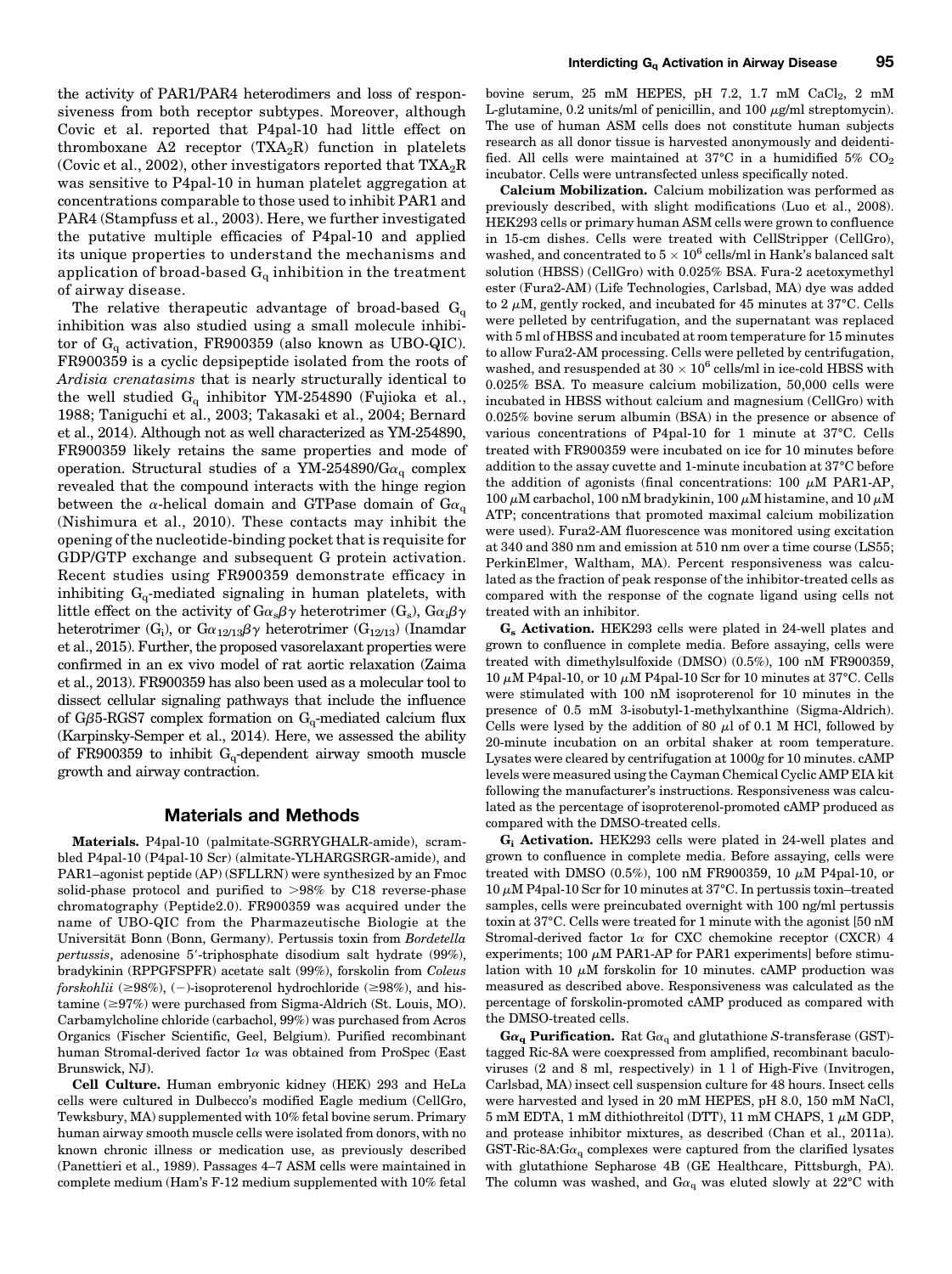the activity of PAR1/PAR4 heterodimers and loss of responsiveness from both receptor subtypes. Moreover, although Covic et al. reported that P4pal-10 had little effect on thromboxane A2 receptor ($TXA_2R$) function in platelets (Covic et al., 2002), other investigators reported that $TXA_2R$ was sensitive to P4pal-10 in human platelet aggregation at concentrations comparable to those used to inhibit PAR1 and PAR4 (Stampfuss et al., 2003). Here, we further investigated the putative multiple efficacies of P4pal-10 and applied its unique properties to understand the mechanisms and application of broad-based $G_q$ inhibition in the treatment of airway disease.

The relative therapeutic advantage of broad-based $G_q$ inhibition was also studied using a small molecule inhibitor of $G_q$ activation, FR900359 (also known as UBO-QIC). FR900359 is a cyclic depsipeptide isolated from the roots of *Ardisia crenatasims* that is nearly structurally identical to the well studied $G_q$ inhibitor YM-254890 (Fujioka et al., 1988; Taniguchi et al., 2003; Takasaki et al., 2004; Bernard et al., 2014). Although not as well characterized as YM-254890, FR900359 likely retains the same properties and mode of operation. Structural studies of a YM-254890/$G\alpha_q$ complex revealed that the compound interacts with the hinge region between the α-helical domain and GTPase domain of $G\alpha_q$ (Nishimura et al., 2010). These contacts may inhibit the opening of the nucleotide-binding pocket that is requisite for GDP/GTP exchange and subsequent G protein activation. Recent studies using FR900359 demonstrate efficacy in inhibiting $G_q$-mediated signaling in human platelets, with little effect on the activity of $G\alpha_s\beta\gamma$ heterotrimer ($G_s$), $G\alpha_i\beta\gamma$ heterotrimer ($G_i$), or $G\alpha_{12/13}\beta\gamma$ heterotrimer ($G_{12/13}$) (Inamdar et al., 2015). Further, the proposed vasorelaxant properties were confirmed in an ex vivo model of rat aortic relaxation (Zaima et al., 2013). FR900359 has also been used as a molecular tool to dissect cellular signaling pathways that include the influence of Gβ5-RGS7 complex formation on $G_q$-mediated calcium flux (Karpinsky-Semper et al., 2014). Here, we assessed the ability of FR900359 to inhibit $G_q$-dependent airway smooth muscle growth and airway contraction.

## Materials and Methods

**Materials.** P4pal-10 (palmitate-SGRRYGHALR-amide), scrambled P4pal-10 (P4pal-10 Scr) (almitate-YLHARGSRGR-amide), and PAR1–agonist peptide (AP) (SFLLRN) were synthesized by an Fmoc solid-phase protocol and purified to >98% by C18 reverse-phase chromatography (Peptide2.0). FR900359 was acquired under the name of UBO-QIC from the Pharmazeutische Biologie at the Universität Bonn (Bonn, Germany). Pertussis toxin from *Bordetella pertussis*, adenosine 5′-triphosphate disodium salt hydrate (99%), bradykinin (RPPGFSPFR) acetate salt (99%), forskolin from *Coleus forskohlii* (≥98%), (−)-isoproterenol hydrochloride (≥98%), and histamine (≥97%) were purchased from Sigma-Aldrich (St. Louis, MO). Carbamylcholine chloride (carbachol, 99%) was purchased from Acros Organics (Fischer Scientific, Geel, Belgium). Purified recombinant human Stromal-derived factor 1α was obtained from ProSpec (East Brunswick, NJ).

**Cell Culture.** Human embryonic kidney (HEK) 293 and HeLa cells were cultured in Dulbecco's modified Eagle medium (CellGro, Tewksbury, MA) supplemented with 10% fetal bovine serum. Primary human airway smooth muscle cells were isolated from donors, with no known chronic illness or medication use, as previously described (Panettieri et al., 1989). Passages 4–7 ASM cells were maintained in complete medium (Ham's F-12 medium supplemented with 10% fetal bovine serum, 25 mM HEPES, pH 7.2, 1.7 mM $CaCl_2$, 2 mM L-glutamine, 0.2 units/ml of penicillin, and 100 μg/ml streptomycin). The use of human ASM cells does not constitute human subjects research as all donor tissue is harvested anonymously and deidentified. All cells were maintained at 37°C in a humidified 5% $CO_2$ incubator. Cells were untransfected unless specifically noted.

**Calcium Mobilization.** Calcium mobilization was performed as previously described, with slight modifications (Luo et al., 2008). HEK293 cells or primary human ASM cells were grown to confluence in 15-cm dishes. Cells were treated with CellStripper (CellGro), washed, and concentrated to $5 \times 10^6$ cells/ml in Hank's balanced salt solution (HBSS) (CellGro) with 0.025% BSA. Fura-2 acetoxymethyl ester (Fura2-AM) (Life Technologies, Carlsbad, MA) dye was added to 2 μM, gently rocked, and incubated for 45 minutes at 37°C. Cells were pelleted by centrifugation, and the supernatant was replaced with 5 ml of HBSS and incubated at room temperature for 15 minutes to allow Fura2-AM processing. Cells were pelleted by centrifugation, washed, and resuspended at $30 \times 10^6$ cells/ml in ice-cold HBSS with 0.025% BSA. To measure calcium mobilization, 50,000 cells were incubated in HBSS without calcium and magnesium (CellGro) with 0.025% bovine serum albumin (BSA) in the presence or absence of various concentrations of P4pal-10 for 1 minute at 37°C. Cells treated with FR900359 were incubated on ice for 10 minutes before addition to the assay cuvette and 1-minute incubation at 37°C before the addition of agonists (final concentrations: 100 μM PAR1-AP, 100 μM carbachol, 100 nM bradykinin, 100 μM histamine, and 10 μM ATP; concentrations that promoted maximal calcium mobilization were used). Fura2-AM fluorescence was monitored using excitation at 340 and 380 nm and emission at 510 nm over a time course (LS55; PerkinElmer, Waltham, MA). Percent responsiveness was calculated as the fraction of peak response of the inhibitor-treated cells as compared with the response of the cognate ligand using cells not treated with an inhibitor.

**$G_s$ Activation.** HEK293 cells were plated in 24-well plates and grown to confluence in complete media. Before assaying, cells were treated with dimethylsulfoxide (DMSO) (0.5%), 100 nM FR900359, 10 μM P4pal-10, or 10 μM P4pal-10 Scr for 10 minutes at 37°C. Cells were stimulated with 100 nM isoproterenol for 10 minutes in the presence of 0.5 mM 3-isobutyl-1-methylxanthine (Sigma-Aldrich). Cells were lysed by the addition of 80 μl of 0.1 M HCl, followed by 20-minute incubation on an orbital shaker at room temperature. Lysates were cleared by centrifugation at 1000*g* for 10 minutes. cAMP levels were measured using the Cayman Chemical Cyclic AMP EIA kit following the manufacturer's instructions. Responsiveness was calculated as the percentage of isoproterenol-promoted cAMP produced as compared with the DMSO-treated cells.

**$G_i$ Activation.** HEK293 cells were plated in 24-well plates and grown to confluence in complete media. Before assaying, cells were treated with DMSO (0.5%), 100 nM FR900359, 10 μM P4pal-10, or 10 μM P4pal-10 Scr for 10 minutes at 37°C. In pertussis toxin–treated samples, cells were preincubated overnight with 100 ng/ml pertussis toxin at 37°C. Cells were treated for 1 minute with the agonist [50 nM Stromal-derived factor 1α for CXC chemokine receptor (CXCR) 4 experiments; 100 μM PAR1-AP for PAR1 experiments] before stimulation with 10 μM forskolin for 10 minutes. cAMP production was measured as described above. Responsiveness was calculated as the percentage of forskolin-promoted cAMP produced as compared with the DMSO-treated cells.

**$G\alpha_q$ Purification.** Rat $G\alpha_q$ and glutathione *S*-transferase (GST)-tagged Ric-8A were coexpressed from amplified, recombinant baculoviruses (2 and 8 ml, respectively) in 1 l of High-Five (Invitrogen, Carlsbad, MA) insect cell suspension culture for 48 hours. Insect cells were harvested and lysed in 20 mM HEPES, pH 8.0, 150 mM NaCl, 5 mM EDTA, 1 mM dithiothreitol (DTT), 11 mM CHAPS, 1 μM GDP, and protease inhibitor mixtures, as described (Chan et al., 2011a). GST-Ric-8A:$G\alpha_q$ complexes were captured from the clarified lysates with glutathione Sepharose 4B (GE Healthcare, Pittsburgh, PA). The column was washed, and $G\alpha_q$ was eluted slowly at 22°C with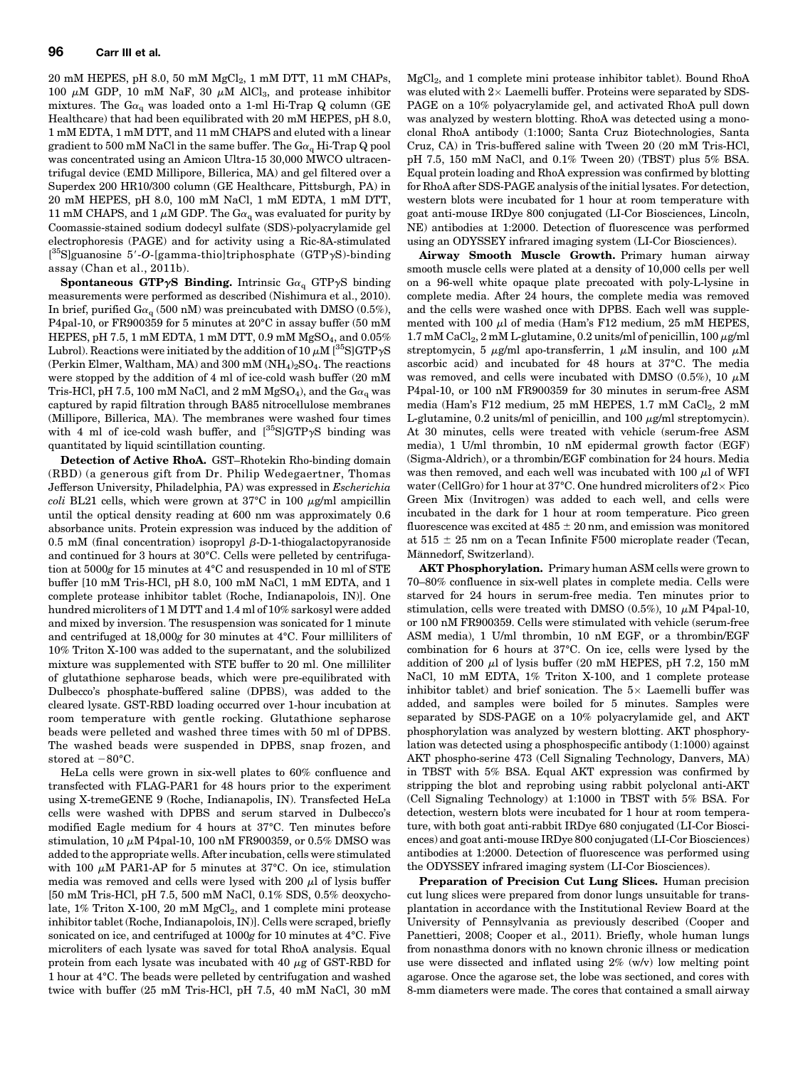20 mM HEPES, pH 8.0, 50 mM $MgCl_2$, 1 mM DTT, 11 mM CHAPs, 100 μM GDP, 10 mM NaF, 30 μM $AlCl_3$, and protease inhibitor mixtures. The $G\alpha_q$ was loaded onto a 1-ml Hi-Trap Q column (GE Healthcare) that had been equilibrated with 20 mM HEPES, pH 8.0, 1 mM EDTA, 1 mM DTT, and 11 mM CHAPS and eluted with a linear gradient to 500 mM NaCl in the same buffer. The $G\alpha_q$ Hi-Trap Q pool was concentrated using an Amicon Ultra-15 30,000 MWCO ultracentrifugal device (EMD Millipore, Billerica, MA) and gel filtered over a Superdex 200 HR10/300 column (GE Healthcare, Pittsburgh, PA) in 20 mM HEPES, pH 8.0, 100 mM NaCl, 1 mM EDTA, 1 mM DTT, 11 mM CHAPS, and 1 μM GDP. The $G\alpha_q$ was evaluated for purity by Coomassie-stained sodium dodecyl sulfate (SDS)-polyacrylamide gel electrophoresis (PAGE) and for activity using a Ric-8A-stimulated [$^{35}$S]guanosine 5′-*O*-[gamma-thio]triphosphate (GTPγS)-binding assay (Chan et al., 2011b).

**Spontaneous GTPγS Binding.** Intrinsic $G\alpha_q$ GTPγS binding measurements were performed as described (Nishimura et al., 2010). In brief, purified $G\alpha_q$ (500 nM) was preincubated with DMSO (0.5%), P4pal-10, or FR900359 for 5 minutes at 20°C in assay buffer (50 mM HEPES, pH 7.5, 1 mM EDTA, 1 mM DTT, 0.9 mM $MgSO_4$, and 0.05% Lubrol). Reactions were initiated by the addition of 10 μM [$^{35}$S]GTPγS (Perkin Elmer, Waltham, MA) and 300 mM $(NH_4)_2SO_4$. The reactions were stopped by the addition of 4 ml of ice-cold wash buffer (20 mM Tris-HCl, pH 7.5, 100 mM NaCl, and 2 mM $MgSO_4$), and the $G\alpha_q$ was captured by rapid filtration through BA85 nitrocellulose membranes (Millipore, Billerica, MA). The membranes were washed four times with 4 ml of ice-cold wash buffer, and [$^{35}$S]GTPγS binding was quantitated by liquid scintillation counting.

**Detection of Active RhoA.** GST–Rhotekin Rho-binding domain (RBD) (a generous gift from Dr. Philip Wedegaertner, Thomas Jefferson University, Philadelphia, PA) was expressed in *Escherichia coli* BL21 cells, which were grown at 37°C in 100 μg/ml ampicillin until the optical density reading at 600 nm was approximately 0.6 absorbance units. Protein expression was induced by the addition of 0.5 mM (final concentration) isopropyl β-D-1-thiogalactopyranoside and continued for 3 hours at 30°C. Cells were pelleted by centrifugation at 5000*g* for 15 minutes at 4°C and resuspended in 10 ml of STE buffer [10 mM Tris-HCl, pH 8.0, 100 mM NaCl, 1 mM EDTA, and 1 complete protease inhibitor tablet (Roche, Indianapolis, IN)]. One hundred microliters of 1 M DTT and 1.4 ml of 10% sarkosyl were added and mixed by inversion. The resuspension was sonicated for 1 minute and centrifuged at 18,000*g* for 30 minutes at 4°C. Four milliliters of 10% Triton X-100 was added to the supernatant, and the solubilized mixture was supplemented with STE buffer to 20 ml. One milliliter of glutathione sepharose beads, which were pre-equilibrated with Dulbecco's phosphate-buffered saline (DPBS), was added to the cleared lysate. GST-RBD loading occurred over 1-hour incubation at room temperature with gentle rocking. Glutathione sepharose beads were pelleted and washed three times with 50 ml of DPBS. The washed beads were suspended in DPBS, snap frozen, and stored at −80°C.

HeLa cells were grown in six-well plates to 60% confluence and transfected with FLAG-PAR1 for 48 hours prior to the experiment using X-tremeGENE 9 (Roche, Indianapolis, IN). Transfected HeLa cells were washed with DPBS and serum starved in Dulbecco's modified Eagle medium for 4 hours at 37°C. Ten minutes before stimulation, 10 μM P4pal-10, 100 nM FR900359, or 0.5% DMSO was added to the appropriate wells. After incubation, cells were stimulated with 100 μM PAR1-AP for 5 minutes at 37°C. On ice, stimulation media was removed and cells were lysed with 200 μl of lysis buffer [50 mM Tris-HCl, pH 7.5, 500 mM NaCl, 0.1% SDS, 0.5% deoxycholate, 1% Triton X-100, 20 mM $MgCl_2$, and 1 complete mini protease inhibitor tablet (Roche, Indianapolis, IN)]. Cells were scraped, briefly sonicated on ice, and centrifuged at 1000*g* for 10 minutes at 4°C. Five microliters of each lysate was saved for total RhoA analysis. Equal protein from each lysate was incubated with 40 μg of GST-RBD for 1 hour at 4°C. The beads were pelleted by centrifugation and washed twice with buffer (25 mM Tris-HCl, pH 7.5, 40 mM NaCl, 30 mM $MgCl_2$, and 1 complete mini protease inhibitor tablet). Bound RhoA was eluted with 2× Laemelli buffer. Proteins were separated by SDS-PAGE on a 10% polyacrylamide gel, and activated RhoA pull down was analyzed by western blotting. RhoA was detected using a monoclonal RhoA antibody (1:1000; Santa Cruz Biotechnologies, Santa Cruz, CA) in Tris-buffered saline with Tween 20 (20 mM Tris-HCl, pH 7.5, 150 mM NaCl, and 0.1% Tween 20) (TBST) plus 5% BSA. Equal protein loading and RhoA expression was confirmed by blotting for RhoA after SDS-PAGE analysis of the initial lysates. For detection, western blots were incubated for 1 hour at room temperature with goat anti-mouse IRDye 800 conjugated (LI-Cor Biosciences, Lincoln, NE) antibodies at 1:2000. Detection of fluorescence was performed using an ODYSSEY infrared imaging system (LI-Cor Biosciences).

**Airway Smooth Muscle Growth.** Primary human airway smooth muscle cells were plated at a density of 10,000 cells per well on a 96-well white opaque plate precoated with poly-L-lysine in complete media. After 24 hours, the complete media was removed and the cells were washed once with DPBS. Each well was supplemented with 100 μl of media (Ham's F12 medium, 25 mM HEPES, 1.7 mM $CaCl_2$, 2 mM L-glutamine, 0.2 units/ml of penicillin, 100 μg/ml streptomycin, 5 μg/ml apo-transferrin, 1 μM insulin, and 100 μM ascorbic acid) and incubated for 48 hours at 37°C. The media was removed, and cells were incubated with DMSO (0.5%), 10 μM P4pal-10, or 100 nM FR900359 for 30 minutes in serum-free ASM media (Ham's F12 medium, 25 mM HEPES, 1.7 mM $CaCl_2$, 2 mM L-glutamine, 0.2 units/ml of penicillin, and 100 μg/ml streptomycin). At 30 minutes, cells were treated with vehicle (serum-free ASM media), 1 U/ml thrombin, 10 nM epidermal growth factor (EGF) (Sigma-Aldrich), or a thrombin/EGF combination for 24 hours. Media was then removed, and each well was incubated with 100 μl of WFI water (CellGro) for 1 hour at 37°C. One hundred microliters of 2× Pico Green Mix (Invitrogen) was added to each well, and cells were incubated in the dark for 1 hour at room temperature. Pico green fluorescence was excited at 485 ± 20 nm, and emission was monitored at 515 ± 25 nm on a Tecan Infinite F500 microplate reader (Tecan, Männedorf, Switzerland).

**AKT Phosphorylation.** Primary human ASM cells were grown to 70–80% confluence in six-well plates in complete media. Cells were starved for 24 hours in serum-free media. Ten minutes prior to stimulation, cells were treated with DMSO (0.5%), 10 μM P4pal-10, or 100 nM FR900359. Cells were stimulated with vehicle (serum-free ASM media), 1 U/ml thrombin, 10 nM EGF, or a thrombin/EGF combination for 6 hours at 37°C. On ice, cells were lysed by the addition of 200 μl of lysis buffer (20 mM HEPES, pH 7.2, 150 mM NaCl, 10 mM EDTA, 1% Triton X-100, and 1 complete protease inhibitor tablet) and brief sonication. The 5× Laemelli buffer was added, and samples were boiled for 5 minutes. Samples were separated by SDS-PAGE on a 10% polyacrylamide gel, and AKT phosphorylation was analyzed by western blotting. AKT phosphorylation was detected using a phosphospecific antibody (1:1000) against AKT phospho-serine 473 (Cell Signaling Technology, Danvers, MA) in TBST with 5% BSA. Equal AKT expression was confirmed by stripping the blot and reprobing using rabbit polyclonal anti-AKT (Cell Signaling Technology) at 1:1000 in TBST with 5% BSA. For detection, western blots were incubated for 1 hour at room temperature, with both goat anti-rabbit IRDye 680 conjugated (LI-Cor Biosciences) and goat anti-mouse IRDye 800 conjugated (LI-Cor Biosciences) antibodies at 1:2000. Detection of fluorescence was performed using the ODYSSEY infrared imaging system (LI-Cor Biosciences).

**Preparation of Precision Cut Lung Slices.** Human precision cut lung slices were prepared from donor lungs unsuitable for transplantation in accordance with the Institutional Review Board at the University of Pennsylvania as previously described (Cooper and Panettieri, 2008; Cooper et al., 2011). Briefly, whole human lungs from nonasthma donors with no known chronic illness or medication use were dissected and inflated using 2% (w/v) low melting point agarose. Once the agarose set, the lobe was sectioned, and cores with 8-mm diameters were made. The cores that contained a small airway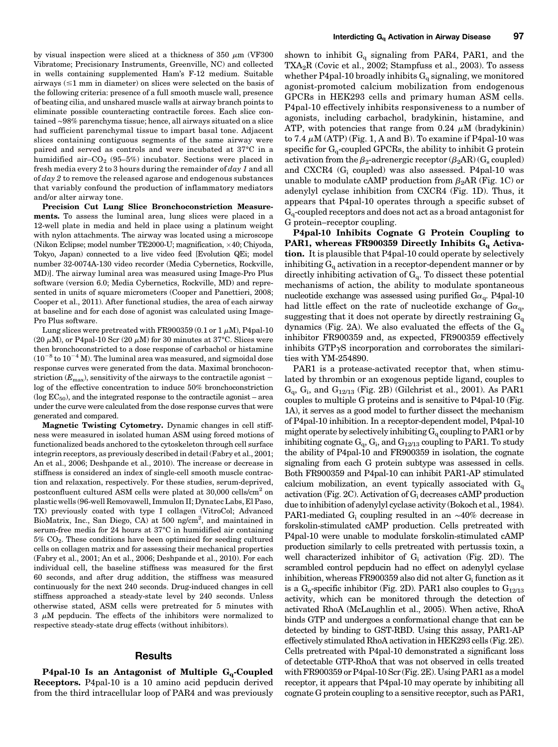by visual inspection were sliced at a thickness of 350 $\mu$m (VF300 Vibratome; Precisionary Instruments, Greenville, NC) and collected in wells containing supplemented Ham's F-12 medium. Suitable airways ($\leq$1 mm in diameter) on slices were selected on the basis of the following criteria: presence of a full smooth muscle wall, presence of beating cilia, and unsheared muscle walls at airway branch points to eliminate possible counteracting contractile forces. Each slice contained ~98% parenchyma tissue; hence, all airways situated on a slice had sufficient parenchymal tissue to impart basal tone. Adjacent slices containing contiguous segments of the same airway were paired and served as controls and were incubated at 37°C in a humidified air–$CO_2$ (95–5%) incubator. Sections were placed in fresh media every 2 to 3 hours during the remainder of *day 1* and all of *day 2* to remove the released agarose and endogenous substances that variably confound the production of inflammatory mediators and/or alter airway tone.

**Precision Cut Lung Slice Bronchoconstriction Measurements.** To assess the luminal area, lung slices were placed in a 12-well plate in media and held in place using a platinum weight with nylon attachments. The airway was located using a microscope (Nikon Eclipse; model number TE2000-U; magnification, ×40; Chiyoda, Tokyo, Japan) connected to a live video feed [Evolution QEi; model number 32-0074A-130 video recorder (Media Cybernetics, Rockville, MD)]. The airway luminal area was measured using Image-Pro Plus software (version 6.0; Media Cybernetics, Rockville, MD) and represented in units of square micrometers (Cooper and Panettieri, 2008; Cooper et al., 2011). After functional studies, the area of each airway at baseline and for each dose of agonist was calculated using Image-Pro Plus software.

Lung slices were pretreated with FR900359 (0.1 or 1 $\mu$M), P4pal-10 (20 $\mu$M), or P4pal-10 Scr (20 $\mu$M) for 30 minutes at 37°C. Slices were then bronchoconstricted to a dose response of carbachol or histamine ($10^{-8}$ to $10^{-4}$ M). The luminal area was measured, and sigmoidal dose response curves were generated from the data. Maximal bronchoconstriction ($E_{max}$), sensitivity of the airways to the contractile agonist – log of the effective concentration to induce 50% bronchoconstriction (log $EC_{50}$), and the integrated response to the contractile agonist – area under the curve were calculated from the dose response curves that were generated and compared.

**Magnetic Twisting Cytometry.** Dynamic changes in cell stiffness were measured in isolated human ASM using forced motions of functionalized beads anchored to the cytoskeleton through cell surface integrin receptors, as previously described in detail (Fabry et al., 2001; An et al., 2006; Deshpande et al., 2010). The increase or decrease in stiffness is considered an index of single-cell smooth muscle contraction and relaxation, respectively. For these studies, serum-deprived, postconfluent cultured ASM cells were plated at 30,000 cells/cm$^2$ on plastic wells (96-well Removawell, Immulon II; Dynatec Labs, El Paso, TX) previously coated with type I collagen (VitroCol; Advanced BioMatrix, Inc., San Diego, CA) at 500 ng/cm$^2$, and maintained in serum-free media for 24 hours at 37°C in humidified air containing 5% $CO_2$. These conditions have been optimized for seeding cultured cells on collagen matrix and for assessing their mechanical properties (Fabry et al., 2001; An et al., 2006; Deshpande et al., 2010). For each individual cell, the baseline stiffness was measured for the first 60 seconds, and after drug addition, the stiffness was measured continuously for the next 240 seconds. Drug-induced changes in cell stiffness approached a steady-state level by 240 seconds. Unless otherwise stated, ASM cells were pretreated for 5 minutes with 3 $\mu$M pepducin. The effects of the inhibitors were normalized to respective steady-state drug effects (without inhibitors).

## Results

**P4pal-10 Is an Antagonist of Multiple $G_q$-Coupled Receptors.** P4pal-10 is a 10 amino acid pepducin derived from the third intracellular loop of PAR4 and was previously shown to inhibit $G_q$ signaling from PAR4, PAR1, and the $TXA_2R$ (Covic et al., 2002; Stampfuss et al., 2003). To assess whether P4pal-10 broadly inhibits $G_q$ signaling, we monitored agonist-promoted calcium mobilization from endogenous GPCRs in HEK293 cells and primary human ASM cells. P4pal-10 effectively inhibits responsiveness to a number of agonists, including carbachol, bradykinin, histamine, and ATP, with potencies that range from 0.24 $\mu$M (bradykinin) to 7.4 $\mu$M (ATP) (Fig. 1, A and B). To examine if P4pal-10 was specific for $G_q$-coupled GPCRs, the ability to inhibit G protein activation from the $\beta_2$-adrenergic receptor ($\beta_2$AR) ($G_s$ coupled) and CXCR4 ($G_i$ coupled) was also assessed. P4pal-10 was unable to modulate cAMP production from $\beta_2$AR (Fig. 1C) or adenylyl cyclase inhibition from CXCR4 (Fig. 1D). Thus, it appears that P4pal-10 operates through a specific subset of $G_q$-coupled receptors and does not act as a broad antagonist for G protein–receptor coupling.

**P4pal-10 Inhibits Cognate G Protein Coupling to PAR1, whereas FR900359 Directly Inhibits $G_q$ Activation.** It is plausible that P4pal-10 could operate by selectively inhibiting $G_q$ activation in a receptor-dependent manner or by directly inhibiting activation of $G_q$. To dissect these potential mechanisms of action, the ability to modulate spontaneous nucleotide exchange was assessed using purified $G\alpha_q$. P4pal-10 had little effect on the rate of nucleotide exchange of $G\alpha_q$, suggesting that it does not operate by directly restraining $G_q$ dynamics (Fig. 2A). We also evaluated the effects of the $G_q$ inhibitor FR900359 and, as expected, FR900359 effectively inhibits GTP$\gamma$S incorporation and corroborates the similarities with YM-254890.

PAR1 is a protease-activated receptor that, when stimulated by thrombin or an exogenous peptide ligand, couples to $G_q$, $G_i$, and $G_{12/13}$ (Fig. 2B) (Gilchrist et al., 2001). As PAR1 couples to multiple G proteins and is sensitive to P4pal-10 (Fig. 1A), it serves as a good model to further dissect the mechanism of P4pal-10 inhibition. In a receptor-dependent model, P4pal-10 might operate by selectively inhibiting $G_q$ coupling to PAR1 or by inhibiting cognate $G_q$, $G_i$, and $G_{12/13}$ coupling to PAR1. To study the ability of P4pal-10 and FR900359 in isolation, the cognate signaling from each G protein subtype was assessed in cells. Both FR900359 and P4pal-10 can inhibit PAR1-AP stimulated calcium mobilization, an event typically associated with $G_q$ activation (Fig. 2C). Activation of $G_i$ decreases cAMP production due to inhibition of adenylyl cyclase activity (Bokoch et al., 1984). PAR1-mediated $G_i$ coupling resulted in an ~40% decrease in forskolin-stimulated cAMP production. Cells pretreated with P4pal-10 were unable to modulate forskolin-stimulated cAMP production similarly to cells pretreated with pertussis toxin, a well characterized inhibitor of $G_i$ activation (Fig. 2D). The scrambled control pepducin had no effect on adenylyl cyclase inhibition, whereas FR900359 also did not alter $G_i$ function as it is a $G_q$-specific inhibitor (Fig. 2D). PAR1 also couples to $G_{12/13}$ activity, which can be monitored through the detection of activated RhoA (McLaughlin et al., 2005). When active, RhoA binds GTP and undergoes a conformational change that can be detected by binding to GST-RBD. Using this assay, PAR1-AP effectively stimulated RhoA activation in HEK293 cells (Fig. 2E). Cells pretreated with P4pal-10 demonstrated a significant loss of detectable GTP-RhoA that was not observed in cells treated with FR900359 or P4pal-10 Scr (Fig. 2E). Using PAR1 as a model receptor, it appears that P4pal-10 may operate by inhibiting all cognate G protein coupling to a sensitive receptor, such as PAR1,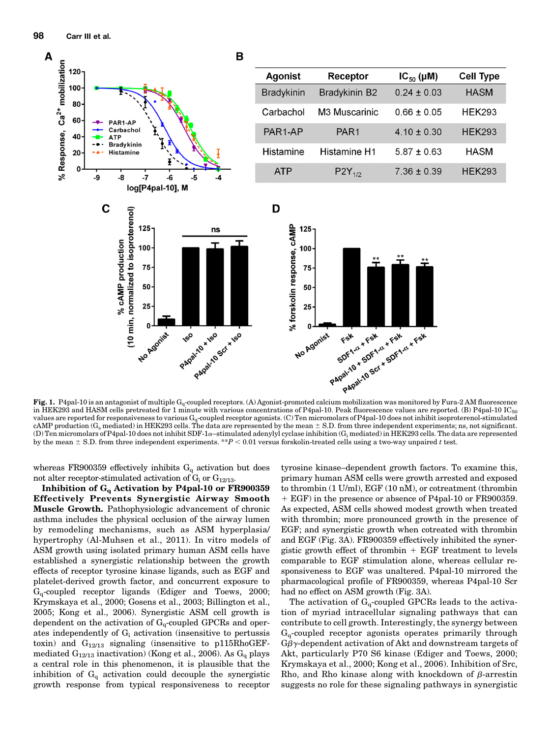| Agonist | Receptor | $IC_{50}$ (μM) | Cell Type |
|---|---|---|---|
| Bradykinin | Bradykinin B2 | 0.24 ± 0.03 | HASM |
| Carbachol | M3 Muscarinic | 0.66 ± 0.05 | HEK293 |
| PAR1-AP | PAR1 | 4.10 ± 0.30 | HEK293 |
| Histamine | Histamine H1 | 5.87 ± 0.63 | HASM |
| ATP | $P2Y_{1/2}$ | 7.36 ± 0.39 | HEK293 |

**Fig. 1.** P4pal-10 is an antagonist of multiple $G_q$-coupled receptors. (A) Agonist-promoted calcium mobilization was monitored by Fura-2 AM fluorescence in HEK293 and HASM cells pretreated for 1 minute with various concentrations of P4pal-10. Peak fluorescence values are reported. (B) P4pal-10 $IC_{50}$ values are reported for responsiveness to various $G_q$-coupled receptor agonists. (C) Ten micromolars of P4pal-10 does not inhibit isoproterenol-stimulated cAMP production ($G_s$ mediated) in HEK293 cells. The data are represented by the mean ± S.D. from three independent experiments; ns, not significant. (D) Ten micromolars of P4pal-10 does not inhibit SDF-1α–stimulated adenylyl cyclase inhibition ($G_i$ mediated) in HEK293 cells. The data are represented by the mean ± S.D. from three independent experiments. $^{**}P < 0.01$ versus forskolin-treated cells using a two-way unpaired *t* test.

whereas FR900359 effectively inhibits $G_q$ activation but does not alter receptor-stimulated activation of $G_i$ or $G_{12/13}$.

**Inhibition of $G_q$ Activation by P4pal-10 or FR900359 Effectively Prevents Synergistic Airway Smooth Muscle Growth.** Pathophysiologic advancement of chronic asthma includes the physical occlusion of the airway lumen by remodeling mechanisms, such as ASM hyperplasia/hypertrophy (Al-Muhsen et al., 2011). In vitro models of ASM growth using isolated primary human ASM cells have established a synergistic relationship between the growth effects of receptor tyrosine kinase ligands, such as EGF and platelet-derived growth factor, and concurrent exposure to $G_q$-coupled receptor ligands (Ediger and Toews, 2000; Krymskaya et al., 2000; Gosens et al., 2003; Billington et al., 2005; Kong et al., 2006). Synergistic ASM cell growth is dependent on the activation of $G_q$-coupled GPCRs and operates independently of $G_i$ activation (insensitive to pertussis toxin) and $G_{12/13}$ signaling (insensitive to p115RhoGEF-mediated $G_{12/13}$ inactivation) (Kong et al., 2006). As $G_q$ plays a central role in this phenomenon, it is plausible that the inhibition of $G_q$ activation could decouple the synergistic growth response from typical responsiveness to receptor tyrosine kinase–dependent growth factors. To examine this, primary human ASM cells were growth arrested and exposed to thrombin (1 U/ml), EGF (10 nM), or cotreatment (thrombin + EGF) in the presence or absence of P4pal-10 or FR900359. As expected, ASM cells showed modest growth when treated with thrombin; more pronounced growth in the presence of EGF; and synergistic growth when cotreated with thrombin and EGF (Fig. 3A). FR900359 effectively inhibited the synergistic growth effect of thrombin + EGF treatment to levels comparable to EGF stimulation alone, whereas cellular responsiveness to EGF was unaltered. P4pal-10 mirrored the pharmacological profile of FR900359, whereas P4pal-10 Scr had no effect on ASM growth (Fig. 3A).

The activation of $G_q$-coupled GPCRs leads to the activation of myriad intracellular signaling pathways that can contribute to cell growth. Interestingly, the synergy between $G_q$-coupled receptor agonists operates primarily through $G\beta\gamma$-dependent activation of Akt and downstream targets of Akt, particularly P70 S6 kinase (Ediger and Toews, 2000; Krymskaya et al., 2000; Kong et al., 2006). Inhibition of Src, Rho, and Rho kinase along with knockdown of β-arrestin suggests no role for these signaling pathways in synergistic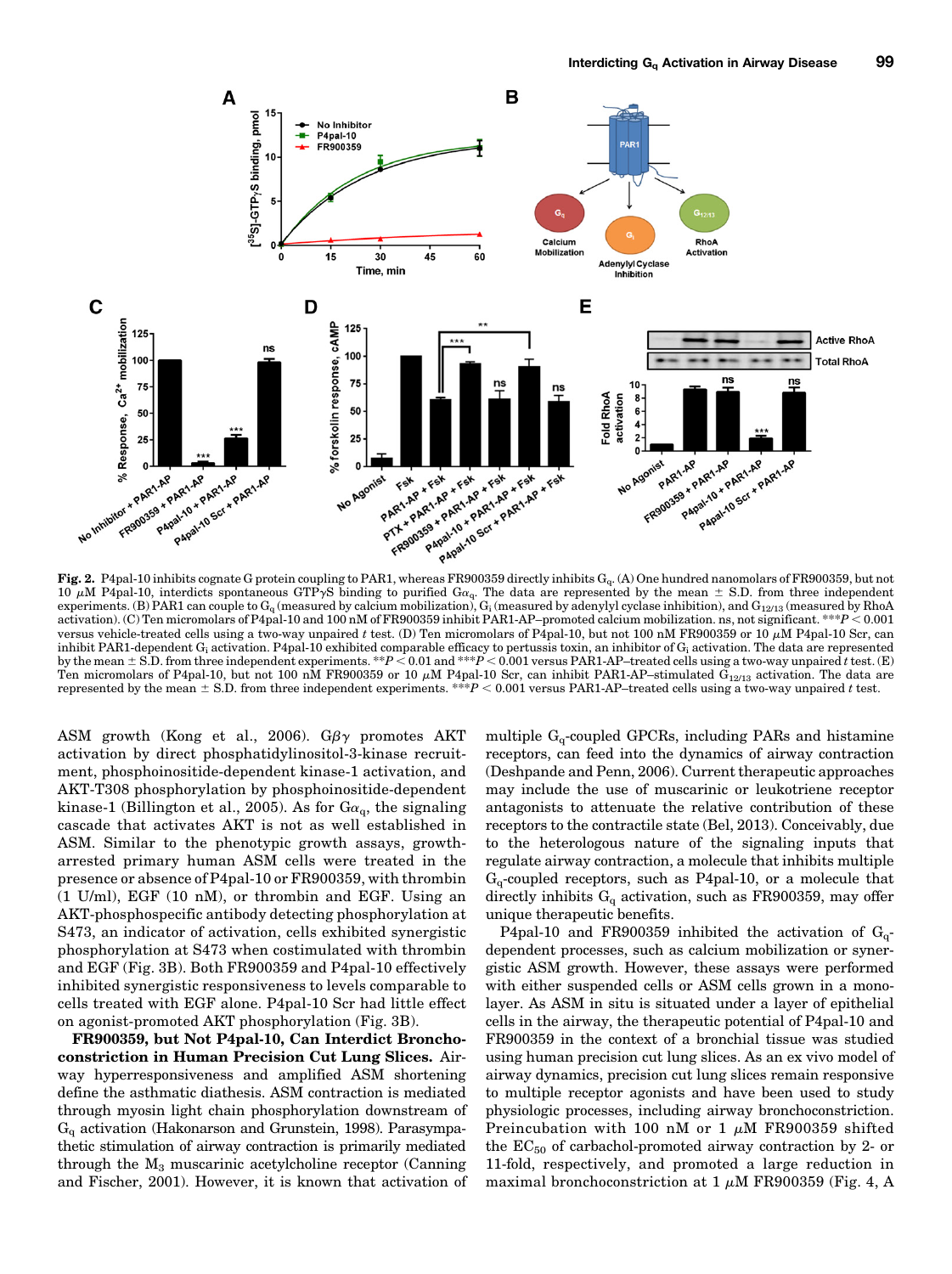Fig. 2. P4pal-10 inhibits cognate G protein coupling to PAR1, whereas FR900359 directly inhibits $G_q$. (A) One hundred nanomolars of FR900359, but not 10 $\mu$M P4pal-10, interdicts spontaneous GTP$\gamma$S binding to purified G$\alpha_q$. The data are represented by the mean ± S.D. from three independent experiments. (B) PAR1 can couple to $G_q$ (measured by calcium mobilization), $G_i$ (measured by adenylyl cyclase inhibition), and $G_{12/13}$ (measured by RhoA activation). (C) Ten micromolars of P4pal-10 and 100 nM of FR900359 inhibit PAR1-AP–promoted calcium mobilization. ns, not significant. ***$P < 0.001$ versus vehicle-treated cells using a two-way unpaired $t$ test. (D) Ten micromolars of P4pal-10, but not 100 nM FR900359 or 10 $\mu$M P4pal-10 Scr, can inhibit PAR1-dependent $G_i$ activation. P4pal-10 exhibited comparable efficacy to pertussis toxin, an inhibitor of $G_i$ activation. The data are represented by the mean ± S.D. from three independent experiments. **$P < 0.01$ and ***$P < 0.001$ versus PAR1-AP–treated cells using a two-way unpaired $t$ test. (E) Ten micromolars of P4pal-10, but not 100 nM FR900359 or 10 $\mu$M P4pal-10 Scr, can inhibit PAR1-AP–stimulated $G_{12/13}$ activation. The data are represented by the mean ± S.D. from three independent experiments. ***$P < 0.001$ versus PAR1-AP–treated cells using a two-way unpaired $t$ test.

ASM growth (Kong et al., 2006). G$\beta\gamma$ promotes AKT activation by direct phosphatidylinositol-3-kinase recruitment, phosphoinositide-dependent kinase-1 activation, and AKT-T308 phosphorylation by phosphoinositide-dependent kinase-1 (Billington et al., 2005). As for G$\alpha_q$, the signaling cascade that activates AKT is not as well established in ASM. Similar to the phenotypic growth assays, growth-arrested primary human ASM cells were treated in the presence or absence of P4pal-10 or FR900359, with thrombin (1 U/ml), EGF (10 nM), or thrombin and EGF. Using an AKT-phosphospecific antibody detecting phosphorylation at S473, an indicator of activation, cells exhibited synergistic phosphorylation at S473 when costimulated with thrombin and EGF (Fig. 3B). Both FR900359 and P4pal-10 effectively inhibited synergistic responsiveness to levels comparable to cells treated with EGF alone. P4pal-10 Scr had little effect on agonist-promoted AKT phosphorylation (Fig. 3B).

**FR900359, but Not P4pal-10, Can Interdict Bronchoconstriction in Human Precision Cut Lung Slices.** Airway hyperresponsiveness and amplified ASM shortening define the asthmatic diathesis. ASM contraction is mediated through myosin light chain phosphorylation downstream of $G_q$ activation (Hakonarson and Grunstein, 1998). Parasympathetic stimulation of airway contraction is primarily mediated through the $M_3$ muscarinic acetylcholine receptor (Canning and Fischer, 2001). However, it is known that activation of multiple $G_q$-coupled GPCRs, including PARs and histamine receptors, can feed into the dynamics of airway contraction (Deshpande and Penn, 2006). Current therapeutic approaches may include the use of muscarinic or leukotriene receptor antagonists to attenuate the relative contribution of these receptors to the contractile state (Bel, 2013). Conceivably, due to the heterologous nature of the signaling inputs that regulate airway contraction, a molecule that inhibits multiple $G_q$-coupled receptors, such as P4pal-10, or a molecule that directly inhibits $G_q$ activation, such as FR900359, may offer unique therapeutic benefits.

P4pal-10 and FR900359 inhibited the activation of $G_q$-dependent processes, such as calcium mobilization or synergistic ASM growth. However, these assays were performed with either suspended cells or ASM cells grown in a monolayer. As ASM in situ is situated under a layer of epithelial cells in the airway, the therapeutic potential of P4pal-10 and FR900359 in the context of a bronchial tissue was studied using human precision cut lung slices. As an ex vivo model of airway dynamics, precision cut lung slices remain responsive to multiple receptor agonists and have been used to study physiologic processes, including airway bronchoconstriction. Preincubation with 100 nM or 1 $\mu$M FR900359 shifted the $EC_{50}$ of carbachol-promoted airway contraction by 2- or 11-fold, respectively, and promoted a large reduction in maximal bronchoconstriction at 1 $\mu$M FR900359 (Fig. 4, A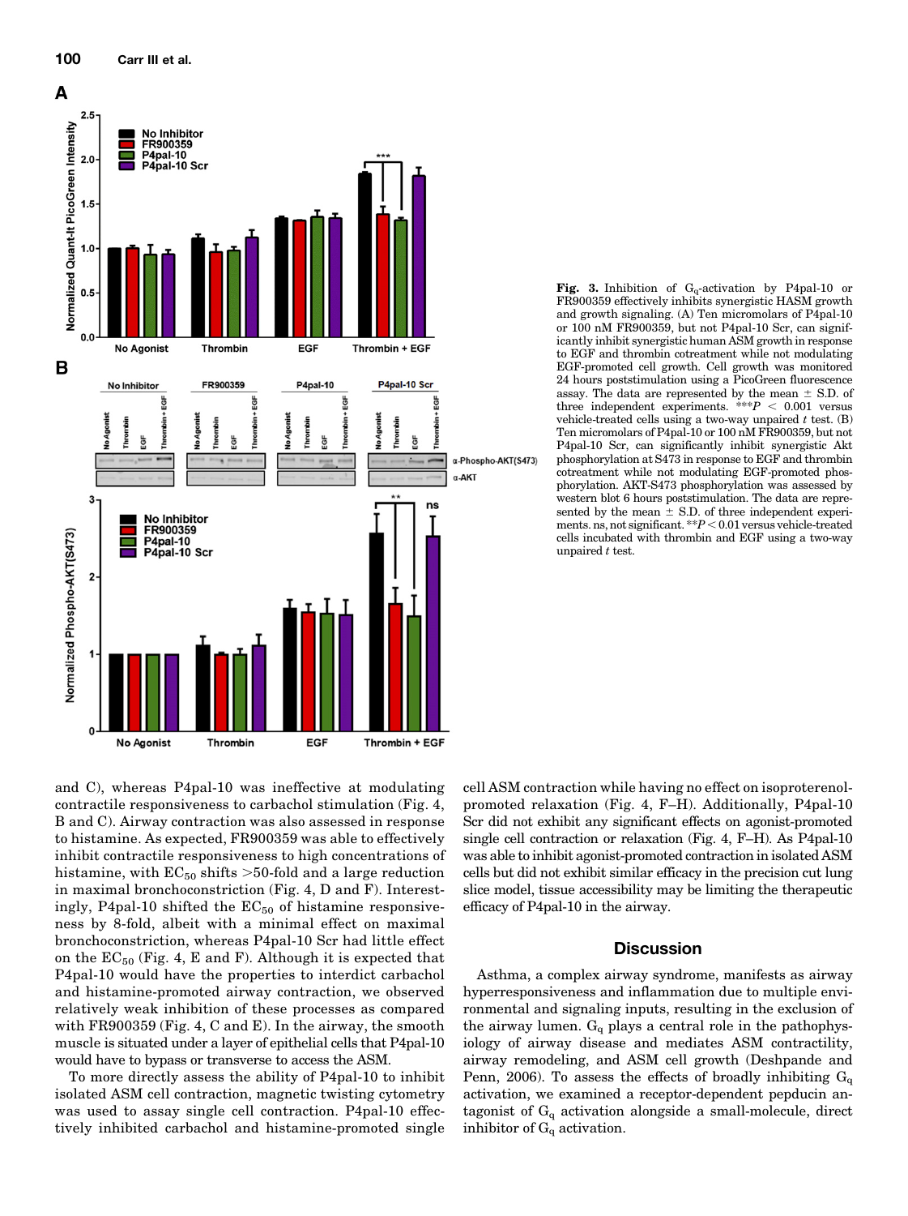**Fig. 3.** Inhibition of $G_q$-activation by P4pal-10 or FR900359 effectively inhibits synergistic HASM growth and growth signaling. (A) Ten micromolars of P4pal-10 or 100 nM FR900359, but not P4pal-10 Scr, can significantly inhibit synergistic human ASM growth in response to EGF and thrombin cotreatment while not modulating EGF-promoted cell growth. Cell growth was monitored 24 hours poststimulation using a PicoGreen fluorescence assay. The data are represented by the mean ± S.D. of three independent experiments. ***$P < 0.001$ versus vehicle-treated cells using a two-way unpaired $t$ test. (B) Ten micromolars of P4pal-10 or 100 nM FR900359, but not P4pal-10 Scr, can significantly inhibit synergistic Akt phosphorylation at S473 in response to EGF and thrombin cotreatment while not modulating EGF-promoted phosphorylation. AKT-S473 phosphorylation was assessed by western blot 6 hours poststimulation. The data are represented by the mean ± S.D. of three independent experiments. ns, not significant. **$P < 0.01$ versus vehicle-treated cells incubated with thrombin and EGF using a two-way unpaired $t$ test.

and C), whereas P4pal-10 was ineffective at modulating contractile responsiveness to carbachol stimulation (Fig. 4, B and C). Airway contraction was also assessed in response to histamine. As expected, FR900359 was able to effectively inhibit contractile responsiveness to high concentrations of histamine, with $EC_{50}$ shifts >50-fold and a large reduction in maximal bronchoconstriction (Fig. 4, D and F). Interestingly, P4pal-10 shifted the $EC_{50}$ of histamine responsiveness by 8-fold, albeit with a minimal effect on maximal bronchoconstriction, whereas P4pal-10 Scr had little effect on the $EC_{50}$ (Fig. 4, E and F). Although it is expected that P4pal-10 would have the properties to interdict carbachol and histamine-promoted airway contraction, we observed relatively weak inhibition of these processes as compared with FR900359 (Fig. 4, C and E). In the airway, the smooth muscle is situated under a layer of epithelial cells that P4pal-10 would have to bypass or transverse to access the ASM.

To more directly assess the ability of P4pal-10 to inhibit isolated ASM cell contraction, magnetic twisting cytometry was used to assay single cell contraction. P4pal-10 effectively inhibited carbachol and histamine-promoted single cell ASM contraction while having no effect on isoproterenol-promoted relaxation (Fig. 4, F–H). Additionally, P4pal-10 Scr did not exhibit any significant effects on agonist-promoted single cell contraction or relaxation (Fig. 4, F–H). As P4pal-10 was able to inhibit agonist-promoted contraction in isolated ASM cells but did not exhibit similar efficacy in the precision cut lung slice model, tissue accessibility may be limiting the therapeutic efficacy of P4pal-10 in the airway.

## Discussion

Asthma, a complex airway syndrome, manifests as airway hyperresponsiveness and inflammation due to multiple environmental and signaling inputs, resulting in the exclusion of the airway lumen. $G_q$ plays a central role in the pathophysiology of airway disease and mediates ASM contractility, airway remodeling, and ASM cell growth (Deshpande and Penn, 2006). To assess the effects of broadly inhibiting $G_q$ activation, we examined a receptor-dependent pepducin antagonist of $G_q$ activation alongside a small-molecule, direct inhibitor of $G_q$ activation.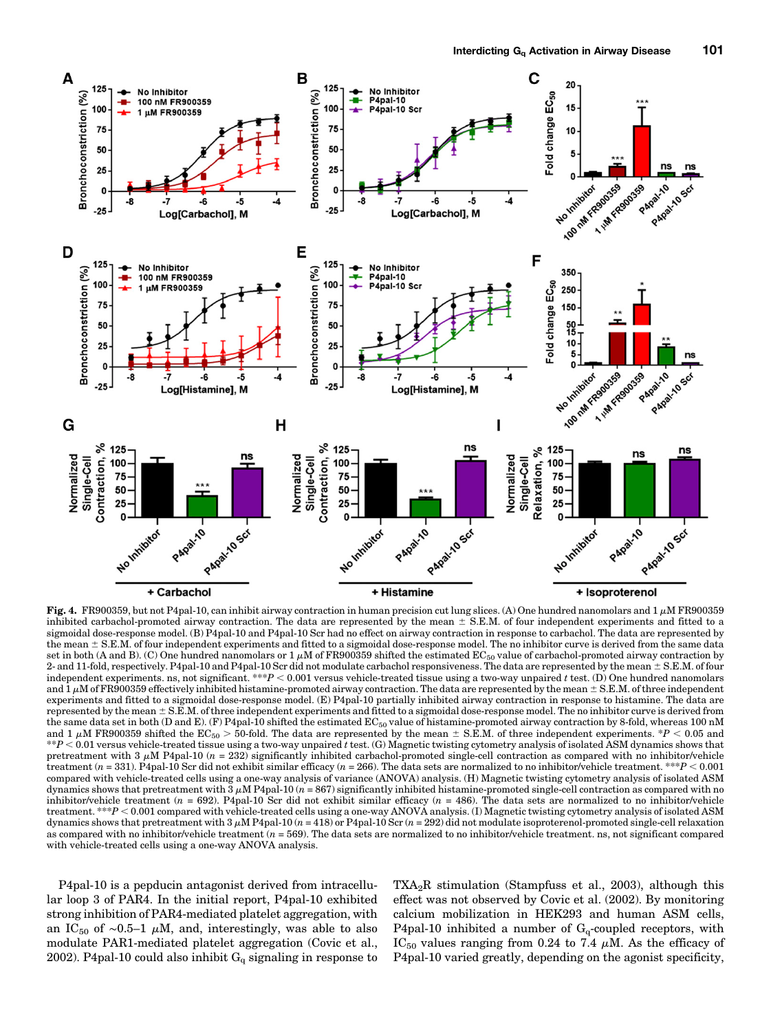**Fig. 4.** FR900359, but not P4pal-10, can inhibit airway contraction in human precision cut lung slices. (A) One hundred nanomolars and 1 $\mu$M FR900359 inhibited carbachol-promoted airway contraction. The data are represented by the mean ± S.E.M. of four independent experiments and fitted to a sigmoidal dose-response model. (B) P4pal-10 and P4pal-10 Scr had no effect on airway contraction in response to carbachol. The data are represented by the mean ± S.E.M. of four independent experiments and fitted to a sigmoidal dose-response model. The no inhibitor curve is derived from the same data set in both (A and B). (C) One hundred nanomolars or 1 $\mu$M of FR900359 shifted the estimated $EC_{50}$ value of carbachol-promoted airway contraction by 2- and 11-fold, respectively. P4pal-10 and P4pal-10 Scr did not modulate carbachol responsiveness. The data are represented by the mean ± S.E.M. of four independent experiments. ns, not significant. $^{***}P < 0.001$ versus vehicle-treated tissue using a two-way unpaired *t* test. (D) One hundred nanomolars and 1 $\mu$M of FR900359 effectively inhibited histamine-promoted airway contraction. The data are represented by the mean ± S.E.M. of three independent experiments and fitted to a sigmoidal dose-response model. (E) P4pal-10 partially inhibited airway contraction in response to histamine. The data are represented by the mean ± S.E.M. of three independent experiments and fitted to a sigmoidal dose-response model. The no inhibitor curve is derived from the same data set in both (D and E). (F) P4pal-10 shifted the estimated $EC_{50}$ value of histamine-promoted airway contraction by 8-fold, whereas 100 nM and 1 $\mu$M FR900359 shifted the $EC_{50}$ > 50-fold. The data are represented by the mean ± S.E.M. of three independent experiments. $^{*}P < 0.05$ and $^{**}P < 0.01$ versus vehicle-treated tissue using a two-way unpaired *t* test. (G) Magnetic twisting cytometry analysis of isolated ASM dynamics shows that pretreatment with 3 $\mu$M P4pal-10 ($n$ = 232) significantly inhibited carbachol-promoted single-cell contraction as compared with no inhibitor/vehicle treatment ($n$ = 331). P4pal-10 Scr did not exhibit similar efficacy ($n$ = 266). The data sets are normalized to no inhibitor/vehicle treatment. $^{***}P < 0.001$ compared with vehicle-treated cells using a one-way analysis of variance (ANOVA) analysis. (H) Magnetic twisting cytometry analysis of isolated ASM dynamics shows that pretreatment with 3 $\mu$M P4pal-10 ($n$ = 867) significantly inhibited histamine-promoted single-cell contraction as compared with no inhibitor/vehicle treatment ($n$ = 692). P4pal-10 Scr did not exhibit similar efficacy ($n$ = 486). The data sets are normalized to no inhibitor/vehicle treatment. $^{***}P < 0.001$ compared with vehicle-treated cells using a one-way ANOVA analysis. (I) Magnetic twisting cytometry analysis of isolated ASM dynamics shows that pretreatment with 3 $\mu$M P4pal-10 ($n$ = 418) or P4pal-10 Scr ($n$ = 292) did not modulate isoproterenol-promoted single-cell relaxation as compared with no inhibitor/vehicle treatment ($n$ = 569). The data sets are normalized to no inhibitor/vehicle treatment. ns, not significant compared with vehicle-treated cells using a one-way ANOVA analysis.

P4pal-10 is a pepducin antagonist derived from intracellular loop 3 of PAR4. In the initial report, P4pal-10 exhibited strong inhibition of PAR4-mediated platelet aggregation, with an $IC_{50}$ of ~0.5–1 $\mu$M, and, interestingly, was able to also modulate PAR1-mediated platelet aggregation (Covic et al., 2002). P4pal-10 could also inhibit $G_q$ signaling in response to $TXA_2R$ stimulation (Stampfuss et al., 2003), although this effect was not observed by Covic et al. (2002). By monitoring calcium mobilization in HEK293 and human ASM cells, P4pal-10 inhibited a number of $G_q$-coupled receptors, with $IC_{50}$ values ranging from 0.24 to 7.4 $\mu$M. As the efficacy of P4pal-10 varied greatly, depending on the agonist specificity,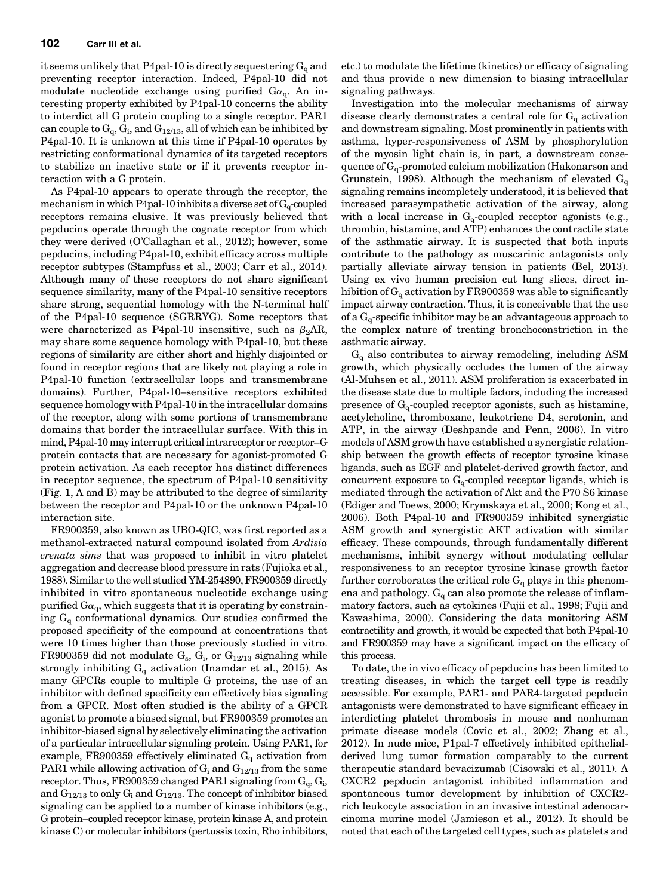it seems unlikely that P4pal-10 is directly sequestering $G_q$ and preventing receptor interaction. Indeed, P4pal-10 did not modulate nucleotide exchange using purified $G\alpha_q$. An interesting property exhibited by P4pal-10 concerns the ability to interdict all G protein coupling to a single receptor. PAR1 can couple to $G_q$, $G_i$, and $G_{12/13}$, all of which can be inhibited by P4pal-10. It is unknown at this time if P4pal-10 operates by restricting conformational dynamics of its targeted receptors to stabilize an inactive state or if it prevents receptor interaction with a G protein.

As P4pal-10 appears to operate through the receptor, the mechanism in which P4pal-10 inhibits a diverse set of $G_q$-coupled receptors remains elusive. It was previously believed that pepducins operate through the cognate receptor from which they were derived (O'Callaghan et al., 2012); however, some pepducins, including P4pal-10, exhibit efficacy across multiple receptor subtypes (Stampfuss et al., 2003; Carr et al., 2014). Although many of these receptors do not share significant sequence similarity, many of the P4pal-10 sensitive receptors share strong, sequential homology with the N-terminal half of the P4pal-10 sequence (SGRRYG). Some receptors that were characterized as P4pal-10 insensitive, such as $\beta_2$AR, may share some sequence homology with P4pal-10, but these regions of similarity are either short and highly disjointed or found in receptor regions that are likely not playing a role in P4pal-10 function (extracellular loops and transmembrane domains). Further, P4pal-10–sensitive receptors exhibited sequence homology with P4pal-10 in the intracellular domains of the receptor, along with some portions of transmembrane domains that border the intracellular surface. With this in mind, P4pal-10 may interrupt critical intrareceptor or receptor–G protein contacts that are necessary for agonist-promoted G protein activation. As each receptor has distinct differences in receptor sequence, the spectrum of P4pal-10 sensitivity (Fig. 1, A and B) may be attributed to the degree of similarity between the receptor and P4pal-10 or the unknown P4pal-10 interaction site.

FR900359, also known as UBO-QIC, was first reported as a methanol-extracted natural compound isolated from *Ardisia crenata sims* that was proposed to inhibit in vitro platelet aggregation and decrease blood pressure in rats (Fujioka et al., 1988). Similar to the well studied YM-254890, FR900359 directly inhibited in vitro spontaneous nucleotide exchange using purified $G\alpha_q$, which suggests that it is operating by constraining $G_q$ conformational dynamics. Our studies confirmed the proposed specificity of the compound at concentrations that were 10 times higher than those previously studied in vitro. FR900359 did not modulate $G_s$, $G_i$, or $G_{12/13}$ signaling while strongly inhibiting $G_q$ activation (Inamdar et al., 2015). As many GPCRs couple to multiple G proteins, the use of an inhibitor with defined specificity can effectively bias signaling from a GPCR. Most often studied is the ability of a GPCR agonist to promote a biased signal, but FR900359 promotes an inhibitor-biased signal by selectively eliminating the activation of a particular intracellular signaling protein. Using PAR1, for example, FR900359 effectively eliminated $G_q$ activation from PAR1 while allowing activation of $G_i$ and $G_{12/13}$ from the same receptor. Thus, FR900359 changed PAR1 signaling from $G_q$, $G_i$, and $G_{12/13}$ to only $G_i$ and $G_{12/13}$. The concept of inhibitor biased signaling can be applied to a number of kinase inhibitors (e.g., G protein–coupled receptor kinase, protein kinase A, and protein kinase C) or molecular inhibitors (pertussis toxin, Rho inhibitors, etc.) to modulate the lifetime (kinetics) or efficacy of signaling and thus provide a new dimension to biasing intracellular signaling pathways.

Investigation into the molecular mechanisms of airway disease clearly demonstrates a central role for $G_q$ activation and downstream signaling. Most prominently in patients with asthma, hyper-responsiveness of ASM by phosphorylation of the myosin light chain is, in part, a downstream consequence of $G_q$-promoted calcium mobilization (Hakonarson and Grunstein, 1998). Although the mechanism of elevated $G_q$ signaling remains incompletely understood, it is believed that increased parasympathetic activation of the airway, along with a local increase in $G_q$-coupled receptor agonists (e.g., thrombin, histamine, and ATP) enhances the contractile state of the asthmatic airway. It is suspected that both inputs contribute to the pathology as muscarinic antagonists only partially alleviate airway tension in patients (Bel, 2013). Using ex vivo human precision cut lung slices, direct inhibition of $G_q$ activation by FR900359 was able to significantly impact airway contraction. Thus, it is conceivable that the use of a $G_q$-specific inhibitor may be an advantageous approach to the complex nature of treating bronchoconstriction in the asthmatic airway.

$G_q$ also contributes to airway remodeling, including ASM growth, which physically occludes the lumen of the airway (Al-Muhsen et al., 2011). ASM proliferation is exacerbated in the disease state due to multiple factors, including the increased presence of $G_q$-coupled receptor agonists, such as histamine, acetylcholine, thromboxane, leukotriene D4, serotonin, and ATP, in the airway (Deshpande and Penn, 2006). In vitro models of ASM growth have established a synergistic relationship between the growth effects of receptor tyrosine kinase ligands, such as EGF and platelet-derived growth factor, and concurrent exposure to $G_q$-coupled receptor ligands, which is mediated through the activation of Akt and the P70 S6 kinase (Ediger and Toews, 2000; Krymskaya et al., 2000; Kong et al., 2006). Both P4pal-10 and FR900359 inhibited synergistic ASM growth and synergistic AKT activation with similar efficacy. These compounds, through fundamentally different mechanisms, inhibit synergy without modulating cellular responsiveness to an receptor tyrosine kinase growth factor further corroborates the critical role $G_q$ plays in this phenomena and pathology. $G_q$ can also promote the release of inflammatory factors, such as cytokines (Fujii et al., 1998; Fujii and Kawashima, 2000). Considering the data monitoring ASM contractility and growth, it would be expected that both P4pal-10 and FR900359 may have a significant impact on the efficacy of this process.

To date, the in vivo efficacy of pepducins has been limited to treating diseases, in which the target cell type is readily accessible. For example, PAR1- and PAR4-targeted pepducin antagonists were demonstrated to have significant efficacy in interdicting platelet thrombosis in mouse and nonhuman primate disease models (Covic et al., 2002; Zhang et al., 2012). In nude mice, P1pal-7 effectively inhibited epithelial-derived lung tumor formation comparably to the current therapeutic standard bevacizumab (Cisowski et al., 2011). A CXCR2 pepducin antagonist inhibited inflammation and spontaneous tumor development by inhibition of CXCR2-rich leukocyte association in an invasive intestinal adenocarcinoma murine model (Jamieson et al., 2012). It should be noted that each of the targeted cell types, such as platelets and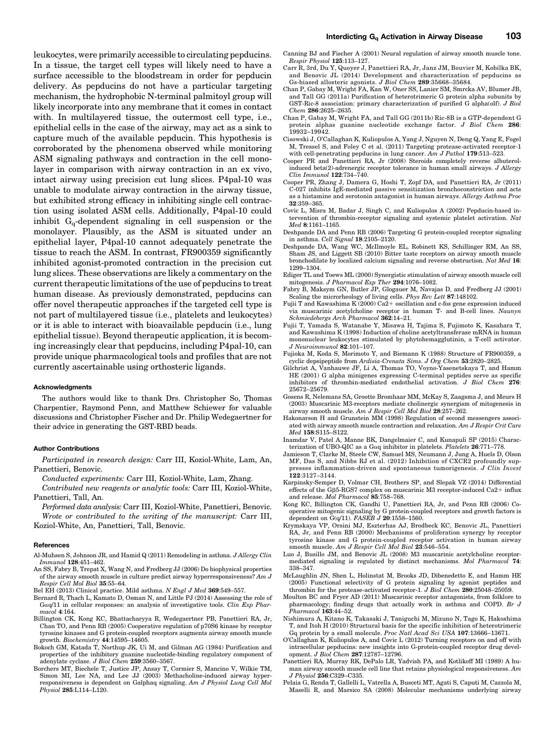leukocytes, were primarily accessible to circulating pepducins. In a tissue, the target cell types will likely need to have a surface accessible to the bloodstream in order for pepducin delivery. As pepducins do not have a particular targeting mechanism, the hydrophobic N-terminal palmitoyl group will likely incorporate into any membrane that it comes in contact with. In multilayered tissue, the outermost cell type, i.e., epithelial cells in the case of the airway, may act as a sink to capture much of the available pepducin. This hypothesis is corroborated by the phenomena observed while monitoring ASM signaling pathways and contraction in the cell monolayer in comparison with airway contraction in an ex vivo, intact airway using precision cut lung slices. P4pal-10 was unable to modulate airway contraction in the airway tissue, but exhibited strong efficacy in inhibiting single cell contraction using isolated ASM cells. Additionally, P4pal-10 could inhibit $G_q$-dependent signaling in cell suspension or the monolayer. Plausibly, as the ASM is situated under an epithelial layer, P4pal-10 cannot adequately penetrate the tissue to reach the ASM. In contrast, FR900359 significantly inhibited agonist-promoted contraction in the precision cut lung slices. These observations are likely a commentary on the current therapeutic limitations of the use of pepducins to treat human disease. As previously demonstrated, pepducins can offer novel therapeutic approaches if the targeted cell type is not part of multilayered tissue (i.e., platelets and leukocytes) or it is able to interact with bioavailable pepducin (i.e., lung epithelial tissue). Beyond therapeutic application, it is becoming increasingly clear that pepducins, including P4pal-10, can provide unique pharmacological tools and profiles that are not currently ascertainable using orthosteric ligands.

#### Acknowledgments

The authors would like to thank Drs. Christopher So, Thomas Charpentier, Raymond Penn, and Matthew Schiewer for valuable discussions and Christopher Fischer and Dr. Philip Wedegaertner for their advice in generating the GST-RBD beads.

#### Author Contributions

*Participated in research design:* Carr III, Koziol-White, Lam, An, Panettieri, Benovic.

*Conducted experiments:* Carr III, Koziol-White, Lam, Zhang.

*Contributed new reagents or analytic tools:* Carr III, Koziol-White, Panettieri, Tall, An.

*Performed data analysis:* Carr III, Koziol-White, Panettieri, Benovic.

*Wrote or contributed to the writing of the manuscript:* Carr III, Koziol-White, An, Panettieri, Tall, Benovic.

#### References

Al-Muhsen S, Johnson JR, and Hamid Q (2011) Remodeling in asthma. *J Allergy Clin Immunol* **128**:451–462.

An SS, Fabry B, Trepat X, Wang N, and Fredberg JJ (2006) Do biophysical properties of the airway smooth muscle in culture predict airway hyperresponsiveness? *Am J Respir Cell Mol Biol* **35**:55–64.

Bel EH (2013) Clinical practice. Mild asthma. *N Engl J Med* **369**:549–557.

Bernard R, Thach L, Kamato D, Osman N, and Little PJ (2014) Assessing the role of Gαq/11 in cellular responses: an analysis of investigative tools. *Clin Exp Pharmacol* **4**:164.

Billington CK, Kong KC, Bhattacharyya R, Wedegaertner PB, Panettieri RA, Jr, Chan TO, and Penn RB (2005) Cooperative regulation of p70S6 kinase by receptor tyrosine kinases and G protein-coupled receptors augments airway smooth muscle growth. *Biochemistry* **44**:14595–14605.

Bokoch GM, Katada T, Northup JK, Ui M, and Gilman AG (1984) Purification and properties of the inhibitory guanine nucleotide-binding regulatory component of adenylate cyclase. *J Biol Chem* **259**:3560–3567.

Borchers MT, Biechele T, Justice JP, Ansay T, Cormier S, Mancino V, Wilkie TM, Simon MI, Lee NA, and Lee JJ (2003) Methacholine-induced airway hyperresponsiveness is dependent on Galphaq signaling. *Am J Physiol Lung Cell Mol Physiol* **285**:L114–L120.

Canning BJ and Fischer A (2001) Neural regulation of airway smooth muscle tone. *Respir Physiol* **125**:113–127.

Carr R, 3rd, Du Y, Quoyer J, Panettieri RA, Jr, Janz JM, Bouvier M, Kobilka BK, and Benovic JL (2014) Development and characterization of pepducins as Gs-biased allosteric agonists. *J Biol Chem* **289**:35668–35684.

Chan P, Gabay M, Wright FA, Kan W, Oner SS, Lanier SM, Smrcka AV, Blumer JB, and Tall GG (2011a) Purification of heterotrimeric G protein alpha subunits by GST-Ric-8 association: primary characterization of purified G alpha(olf). *J Biol Chem* **286**:2625–2635.

Chan P, Gabay M, Wright FA, and Tall GG (2011b) Ric-8B is a GTP-dependent G protein alphas guanine nucleotide exchange factor. *J Biol Chem* **286**: 19932–19942.

Cisowski J, O'Callaghan K, Kuliopulos A, Yang J, Nguyen N, Deng Q, Yang E, Fogel M, Tressel S, and Foley C et al. (2011) Targeting protease-activated receptor-1 with cell-penetrating pepducins in lung cancer. *Am J Pathol* **179**:513–523.

Cooper PR and Panettieri RA, Jr (2008) Steroids completely reverse albuterol-induced beta(2)-adrenergic receptor tolerance in human small airways. *J Allergy Clin Immunol* **122**:734–740.

Cooper PR, Zhang J, Damera G, Hoshi T, Zopf DA, and Panettieri RA, Jr (2011) C-027 inhibits IgE-mediated passive sensitization bronchoconstriction and acts as a histamine and serotonin antagonist in human airways. *Allergy Asthma Proc* **32**:359–365.

Covic L, Misra M, Badar J, Singh C, and Kuliopulos A (2002) Pepducin-based intervention of thrombin-receptor signaling and systemic platelet activation. *Nat Med* **8**:1161–1165.

Deshpande DA and Penn RB (2006) Targeting G protein-coupled receptor signaling in asthma. *Cell Signal* **18**:2105–2120.

Deshpande DA, Wang WC, McIlmoyle EL, Robinett KS, Schillinger RM, An SS, Sham JS, and Liggett SB (2010) Bitter taste receptors on airway smooth muscle bronchodilate by localized calcium signaling and reverse obstruction. *Nat Med* **16**: 1299–1304.

Ediger TL and Toews ML (2000) Synergistic stimulation of airway smooth muscle cell mitogenesis. *J Pharmacol Exp Ther* **294**:1076–1082.

Fabry B, Maksym GN, Butler JP, Glogauer M, Navajas D, and Fredberg JJ (2001) Scaling the microrheology of living cells. *Phys Rev Lett* **87**:148102.

Fujii T and Kawashima K (2000) Ca2+ oscillation and c-fos gene expression induced via muscarinic acetylcholine receptor in human T- and B-cell lines. *Naunyn Schmiedebergs Arch Pharmacol* **362**:14–21.

Fujii T, Yamada S, Watanabe Y, Misawa H, Tajima S, Fujimoto K, Kasahara T, and Kawashima K (1998) Induction of choline acetyltransferase mRNA in human mononuclear leukocytes stimulated by phytohemagglutinin, a T-cell activator. *J Neuroimmunol* **82**:101–107.

Fujioka M, Koda S, Morimoto Y, and Biemann K (1988) Structure of FR900359, a cyclic depsipeptide from *Ardisia-Crenata Sims*. *J Org Chem* **53**:2820–2825.

Gilchrist A, Vanhauwe JF, Li A, Thomas TO, Voyno-Yasenetskaya T, and Hamm HE (2001) G alpha minigenes expressing C-terminal peptides serve as specific inhibitors of thrombin-mediated endothelial activation. *J Biol Chem* **276**: 25672–25679.

Gosens R, Nelemans SA, Grootte Bromhaar MM, McKay S, Zaagsma J, and Meurs H (2003) Muscarinic M3-receptors mediate cholinergic synergism of mitogenesis in airway smooth muscle. *Am J Respir Cell Mol Biol* **28**:257–262.

Hakonarson H and Grunstein MM (1998) Regulation of second messengers associated with airway smooth muscle contraction and relaxation. *Am J Respir Crit Care Med* **158**:S115–S122.

Inamdar V, Patel A, Manne BK, Dangelmaier C, and Kunapuli SP (2015) Characterization of UBO-QIC as a Gαq inhibitor in platelets. *Platelets* **26**:771–778.

Jamieson T, Clarke M, Steele CW, Samuel MS, Neumann J, Jung A, Huels D, Olson MF, Das S, and Nibbs RJ et al. (2012) Inhibition of CXCR2 profoundly suppresses inflammation-driven and spontaneous tumorigenesis. *J Clin Invest* **122**:3127–3144.

Karpinsky-Semper D, Volmar CH, Brothers SP, and Slepak VZ (2014) Differential effects of the Gβ5-RGS7 complex on muscarinic M3 receptor-induced Ca2+ influx and release. *Mol Pharmacol* **85**:758–768.

Kong KC, Billington CK, Gandhi U, Panettieri RA, Jr, and Penn RB (2006) Cooperative mitogenic signaling by G protein-coupled receptors and growth factors is dependent on G(q/11). *FASEB J* **20**:1558–1560.

Krymskaya VP, Orsini MJ, Eszterhas AJ, Brodbeck KC, Benovic JL, Panettieri RA, Jr, and Penn RB (2000) Mechanisms of proliferation synergy by receptor tyrosine kinase and G protein-coupled receptor activation in human airway smooth muscle. *Am J Respir Cell Mol Biol* **23**:546–554.

Luo J, Busillo JM, and Benovic JL (2008) M3 muscarinic acetylcholine receptor-mediated signaling is regulated by distinct mechanisms. *Mol Pharmacol* **74**: 338–347.

McLaughlin JN, Shen L, Holinstat M, Brooks JD, Dibenedetto E, and Hamm HE (2005) Functional selectivity of G protein signaling by agonist peptides and thrombin for the protease-activated receptor-1. *J Biol Chem* **280**:25048–25059.

Moulton BC and Fryer AD (2011) Muscarinic receptor antagonists, from folklore to pharmacology; finding drugs that actually work in asthma and COPD. *Br J Pharmacol* **163**:44–52.

Nishimura A, Kitano K, Takasaki J, Taniguchi M, Mizuno N, Tago K, Hakoshima T, and Itoh H (2010) Structural basis for the specific inhibition of heterotrimeric Gq protein by a small molecule. *Proc Natl Acad Sci USA* **107**:13666–13671.

O'Callaghan K, Kuliopulos A, and Covic L (2012) Turning receptors on and off with intracellular pepducins: new insights into G-protein-coupled receptor drug development. *J Biol Chem* **287**:12787–12796.

Panettieri RA, Murray RK, DePalo LR, Yadvish PA, and Kotlikoff MI (1989) A human airway smooth muscle cell line that retains physiological responsiveness. *Am J Physiol* **256**:C329–C335.

Pelaia G, Renda T, Gallelli L, Vatrella A, Busceti MT, Agati S, Caputi M, Cazzola M, Maselli R, and Marsico SA (2008) Molecular mechanisms underlying airway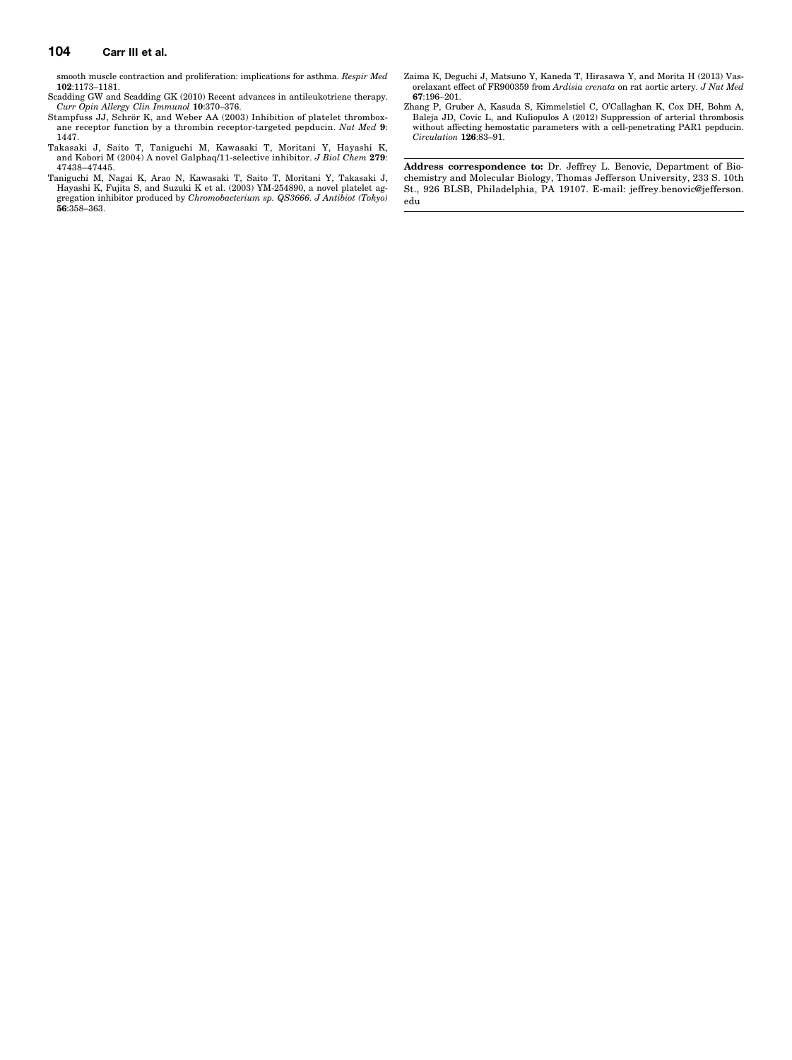smooth muscle contraction and proliferation: implications for asthma. *Respir Med* **102**:1173–1181.

Scadding GW and Scadding GK (2010) Recent advances in antileukotriene therapy. *Curr Opin Allergy Clin Immunol* **10**:370–376.

Stampfuss JJ, Schrör K, and Weber AA (2003) Inhibition of platelet thromboxane receptor function by a thrombin receptor-targeted pepducin. *Nat Med* **9**: 1447.

Takasaki J, Saito T, Taniguchi M, Kawasaki T, Moritani Y, Hayashi K, and Kobori M (2004) A novel Galphaq/11-selective inhibitor. *J Biol Chem* **279**: 47438–47445.

Taniguchi M, Nagai K, Arao N, Kawasaki T, Saito T, Moritani Y, Takasaki J, Hayashi K, Fujita S, and Suzuki K et al. (2003) YM-254890, a novel platelet aggregation inhibitor produced by *Chromobacterium sp. QS3666*. *J Antibiot (Tokyo)* **56**:358–363.

Zaima K, Deguchi J, Matsuno Y, Kaneda T, Hirasawa Y, and Morita H (2013) Vasorelaxant effect of FR900359 from *Ardisia crenata* on rat aortic artery. *J Nat Med* **67**:196–201.

Zhang P, Gruber A, Kasuda S, Kimmelstiel C, O'Callaghan K, Cox DH, Bohm A, Baleja JD, Covic L, and Kuliopulos A (2012) Suppression of arterial thrombosis without affecting hemostatic parameters with a cell-penetrating PAR1 pepducin. *Circulation* **126**:83–91.

---

**Address correspondence to:** Dr. Jeffrey L. Benovic, Department of Biochemistry and Molecular Biology, Thomas Jefferson University, 233 S. 10th St., 926 BLSB, Philadelphia, PA 19107. E-mail: jeffrey.benovic@jefferson.edu